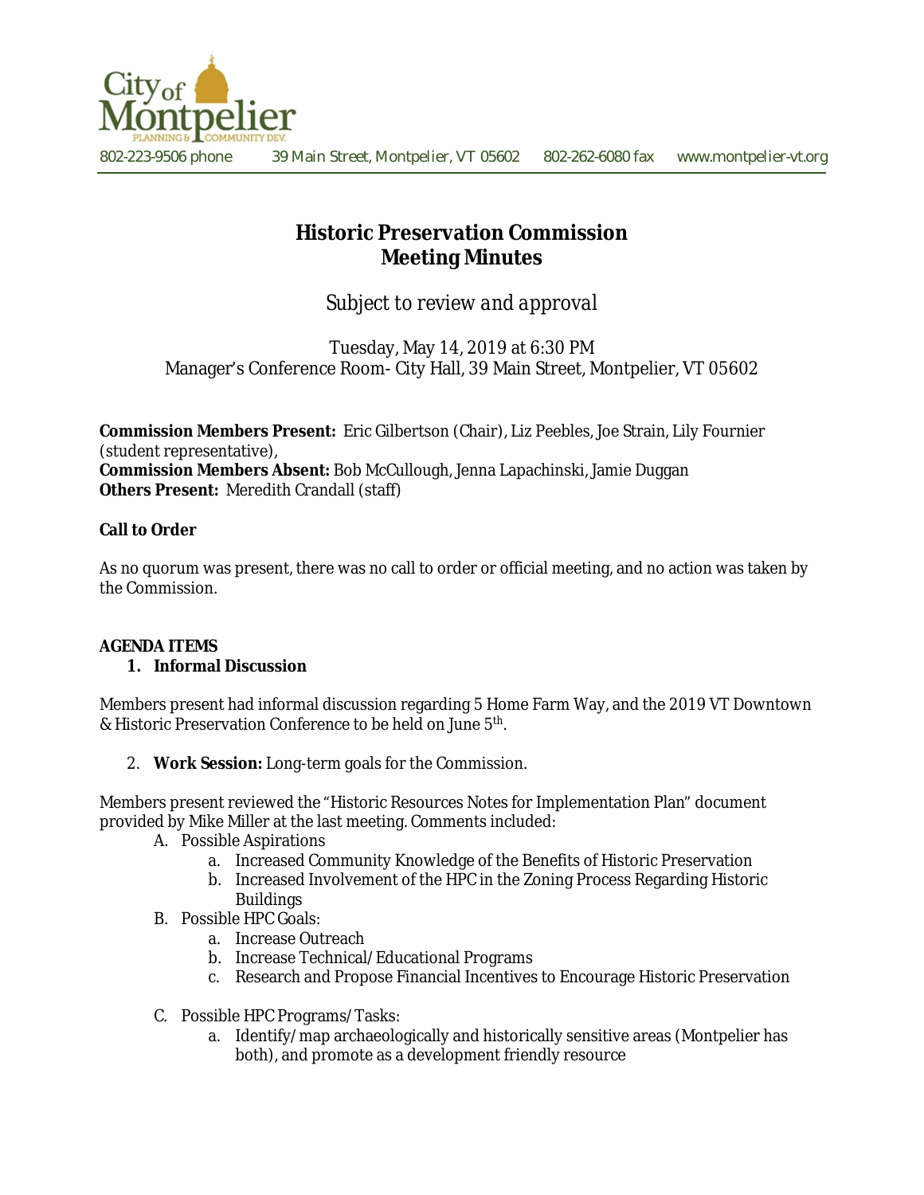City of Montpelier
PLANNING & COMMUNITY DEV.

802-223-9506 phone 39 Main Street, Montpelier, VT 05602 802-262-6080 fax www.montpelier-vt.org

# Historic Preservation Commission
# Meeting Minutes

*Subject to review and approval*

Tuesday, May 14, 2019 at 6:30 PM
Manager's Conference Room- City Hall, 39 Main Street, Montpelier, VT 05602

**Commission Members Present:** Eric Gilbertson (Chair), Liz Peebles, Joe Strain, Lily Fournier (student representative),
**Commission Members Absent:** Bob McCullough, Jenna Lapachinski, Jamie Duggan
**Others Present:** Meredith Crandall (staff)

**Call to Order**

As no quorum was present, there was no call to order or official meeting, and no action was taken by the Commission.

**AGENDA ITEMS**

1. **Informal Discussion**

Members present had informal discussion regarding 5 Home Farm Way, and the 2019 VT Downtown & Historic Preservation Conference to be held on June 5th.

2. **Work Session:** Long-term goals for the Commission.

Members present reviewed the "Historic Resources Notes for Implementation Plan" document provided by Mike Miller at the last meeting. Comments included:

A. Possible Aspirations
   a. Increased Community Knowledge of the Benefits of Historic Preservation
   b. Increased Involvement of the HPC in the Zoning Process Regarding Historic Buildings
B. Possible HPC Goals:
   a. Increase Outreach
   b. Increase Technical/Educational Programs
   c. Research and Propose Financial Incentives to Encourage Historic Preservation
C. Possible HPC Programs/Tasks:
   a. Identify/map archaeologically and historically sensitive areas (Montpelier has both), and promote as a development friendly resource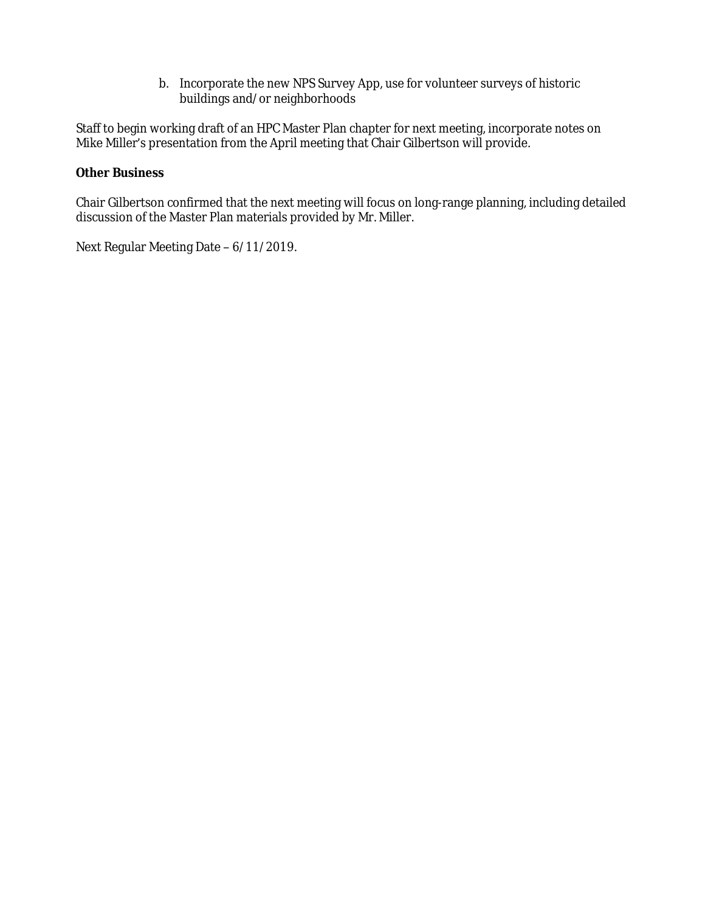b. Incorporate the new NPS Survey App, use for volunteer surveys of historic buildings and/or neighborhoods

Staff to begin working draft of an HPC Master Plan chapter for next meeting, incorporate notes on Mike Miller's presentation from the April meeting that Chair Gilbertson will provide.

**Other Business**

Chair Gilbertson confirmed that the next meeting will focus on long-range planning, including detailed discussion of the Master Plan materials provided by Mr. Miller.

Next Regular Meeting Date – 6/11/2019.